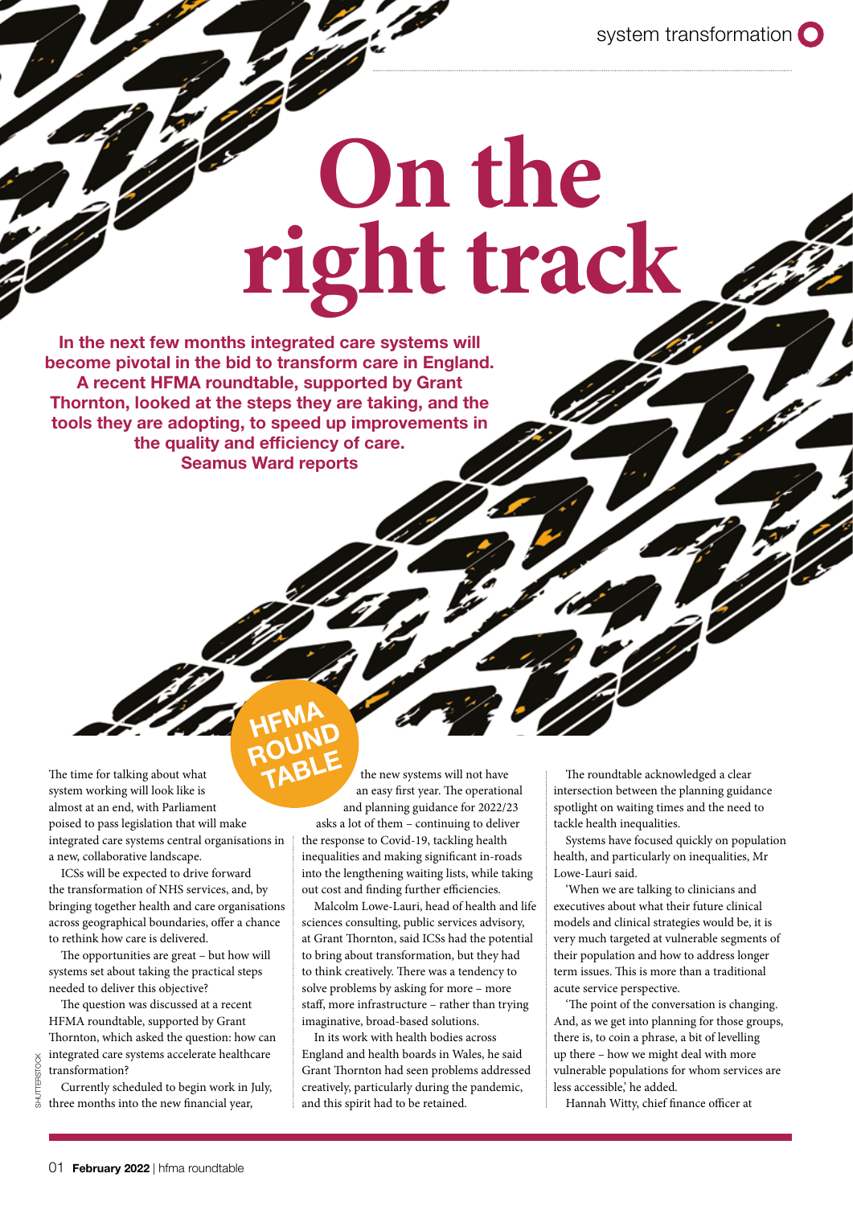# On the right track

**In the next few months integrated care systems will become pivotal in the bid to transform care in England. A recent HFMA roundtable, supported by Grant Thornton, looked at the steps they are taking, and the tools they are adopting, to speed up improvements in the quality and efficiency of care. Seamus Ward reports**

HFMA ROUND TABLE

The time for talking about what system working will look like is almost at an end, with Parliament poised to pass legislation that will make integrated care systems central organisations in a new, collaborative landscape.

ICSs will be expected to drive forward the transformation of NHS services, and, by bringing together health and care organisations across geographical boundaries, offer a chance to rethink how care is delivered.

The opportunities are great – but how will systems set about taking the practical steps needed to deliver this objective?

The question was discussed at a recent HFMA roundtable, supported by Grant Thornton, which asked the question: how can integrated care systems accelerate healthcare transformation?

Currently scheduled to begin work in July, three months into the new financial year, the new systems will not have an easy first year. The operational and planning guidance for 2022/23 asks a lot of them – continuing to deliver the response to Covid-19, tackling health inequalities and making significant in-roads into the lengthening waiting lists, while taking out cost and finding further efficiencies.

Malcolm Lowe-Lauri, head of health and life sciences consulting, public services advisory, at Grant Thornton, said ICSs had the potential to bring about transformation, but they had to think creatively. There was a tendency to solve problems by asking for more – more staff, more infrastructure – rather than trying imaginative, broad-based solutions.

In its work with health bodies across England and health boards in Wales, he said Grant Thornton had seen problems addressed creatively, particularly during the pandemic, and this spirit had to be retained.

The roundtable acknowledged a clear intersection between the planning guidance spotlight on waiting times and the need to tackle health inequalities.

Systems have focused quickly on population health, and particularly on inequalities, Mr Lowe-Lauri said.

'When we are talking to clinicians and executives about what their future clinical models and clinical strategies would be, it is very much targeted at vulnerable segments of their population and how to address longer term issues. This is more than a traditional acute service perspective.

'The point of the conversation is changing. And, as we get into planning for those groups, there is, to coin a phrase, a bit of levelling up there – how we might deal with more vulnerable populations for whom services are less accessible,' he added.

Hannah Witty, chief finance officer at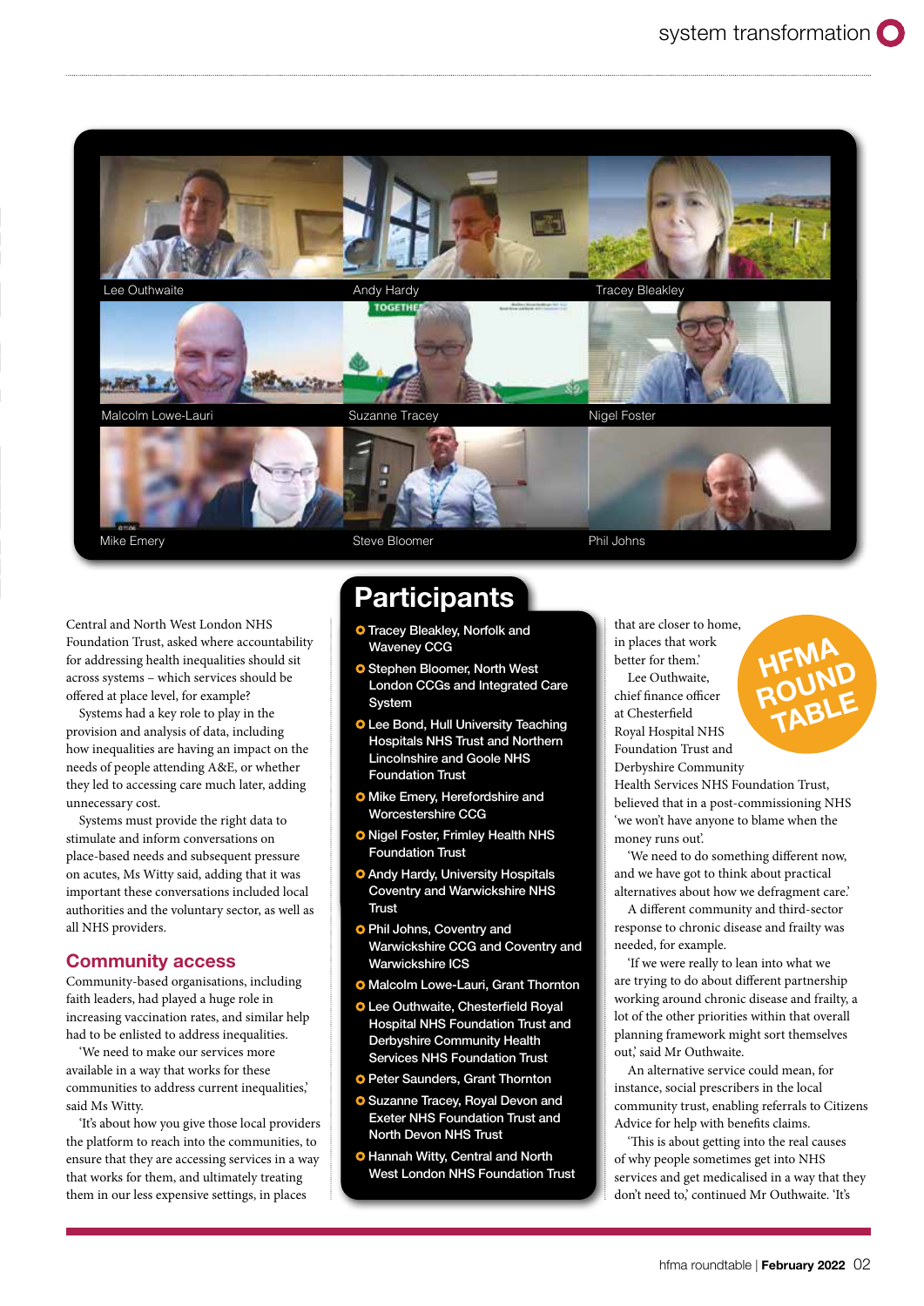Lee Outhwaite | Andy Hardy | Tracey Bleakley | Malcolm Lowe-Lauri | Suzanne Tracey | Nigel Foster | Mike Emery | Steve Bloomer | Phil Johns

Central and North West London NHS Foundation Trust, asked where accountability for addressing health inequalities should sit across systems – which services should be offered at place level, for example?

Systems had a key role to play in the provision and analysis of data, including how inequalities are having an impact on the needs of people attending A&E, or whether they led to accessing care much later, adding unnecessary cost.

Systems must provide the right data to stimulate and inform conversations on place-based needs and subsequent pressure on acutes, Ms Witty said, adding that it was important these conversations included local authorities and the voluntary sector, as well as all NHS providers.

## Community access

Community-based organisations, including faith leaders, had played a huge role in increasing vaccination rates, and similar help had to be enlisted to address inequalities.

'We need to make our services more available in a way that works for these communities to address current inequalities,' said Ms Witty.

'It's about how you give those local providers the platform to reach into the communities, to ensure that they are accessing services in a way that works for them, and ultimately treating them in our less expensive settings, in places that are closer to home, in places that work better for them.'

Lee Outhwaite, chief finance officer at Chesterfield Royal Hospital NHS Foundation Trust and Derbyshire Community Health Services NHS Foundation Trust, believed that in a post-commissioning NHS 'we won't have anyone to blame when the money runs out'.

'We need to do something different now, and we have got to think about practical alternatives about how we defragment care.'

A different community and third-sector response to chronic disease and frailty was needed, for example.

'If we were really to lean into what we are trying to do about different partnership working around chronic disease and frailty, a lot of the other priorities within that overall planning framework might sort themselves out,' said Mr Outhwaite.

An alternative service could mean, for instance, social prescribers in the local community trust, enabling referrals to Citizens Advice for help with benefits claims.

'This is about getting into the real causes of why people sometimes get into NHS services and get medicalised in a way that they don't need to,' continued Mr Outhwaite. 'It's

## Participants

- Tracey Bleakley, Norfolk and Waveney CCG
- Stephen Bloomer, North West London CCGs and Integrated Care System
- Lee Bond, Hull University Teaching Hospitals NHS Trust and Northern Lincolnshire and Goole NHS Foundation Trust
- Mike Emery, Herefordshire and Worcestershire CCG
- Nigel Foster, Frimley Health NHS Foundation Trust
- Andy Hardy, University Hospitals Coventry and Warwickshire NHS Trust
- Phil Johns, Coventry and Warwickshire CCG and Coventry and Warwickshire ICS
- Malcolm Lowe-Lauri, Grant Thornton
- Lee Outhwaite, Chesterfield Royal Hospital NHS Foundation Trust and Derbyshire Community Health Services NHS Foundation Trust
- Peter Saunders, Grant Thornton
- Suzanne Tracey, Royal Devon and Exeter NHS Foundation Trust and North Devon NHS Trust
- Hannah Witty, Central and North West London NHS Foundation Trust

HFMA ROUND TABLE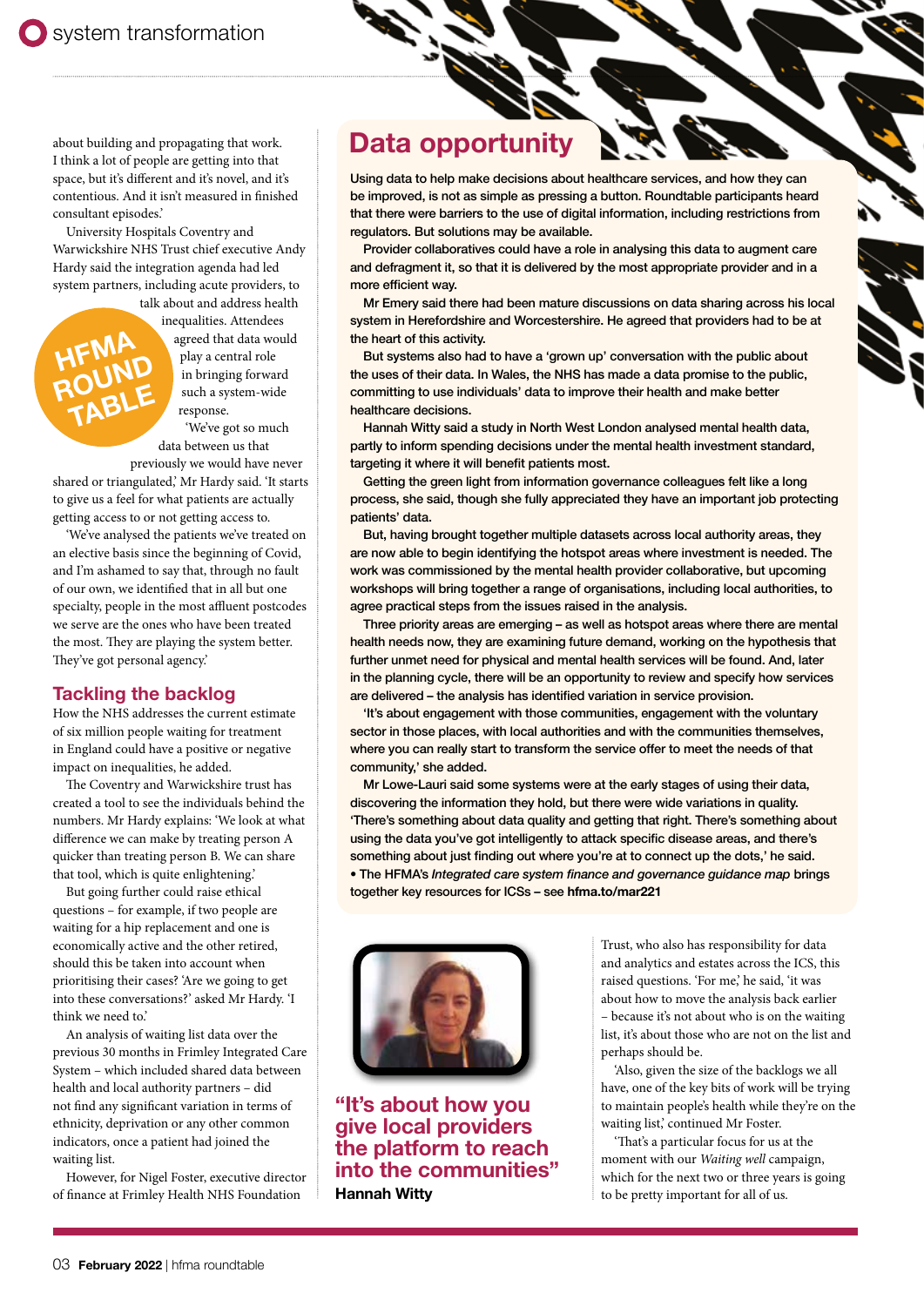about building and propagating that work. I think a lot of people are getting into that space, but it's different and it's novel, and it's contentious. And it isn't measured in finished consultant episodes.'

University Hospitals Coventry and Warwickshire NHS Trust chief executive Andy Hardy said the integration agenda had led system partners, including acute providers, to talk about and address health inequalities. Attendees agreed that data would play a central role in bringing forward such a system-wide response.

HFMA ROUND TABLE

'We've got so much data between us that previously we would have never shared or triangulated,' Mr Hardy said. 'It starts to give us a feel for what patients are actually getting access to or not getting access to.

'We've analysed the patients we've treated on an elective basis since the beginning of Covid, and I'm ashamed to say that, through no fault of our own, we identified that in all but one specialty, people in the most affluent postcodes we serve are the ones who have been treated the most. They are playing the system better. They've got personal agency.'

## Tackling the backlog

How the NHS addresses the current estimate of six million people waiting for treatment in England could have a positive or negative impact on inequalities, he added.

The Coventry and Warwickshire trust has created a tool to see the individuals behind the numbers. Mr Hardy explains: 'We look at what difference we can make by treating person A quicker than treating person B. We can share that tool, which is quite enlightening.'

But going further could raise ethical questions – for example, if two people are waiting for a hip replacement and one is economically active and the other retired, should this be taken into account when prioritising their cases? 'Are we going to get into these conversations?' asked Mr Hardy. 'I think we need to.'

An analysis of waiting list data over the previous 30 months in Frimley Integrated Care System – which included shared data between health and local authority partners – did not find any significant variation in terms of ethnicity, deprivation or any other common indicators, once a patient had joined the waiting list.

However, for Nigel Foster, executive director of finance at Frimley Health NHS Foundation Trust, who also has responsibility for data and analytics and estates across the ICS, this raised questions. 'For me,' he said, 'it was about how to move the analysis back earlier – because it's not about who is on the waiting list, it's about those who are not on the list and perhaps should be.

'Also, given the size of the backlogs we all have, one of the key bits of work will be trying to maintain people's health while they're on the waiting list,' continued Mr Foster.

'That's a particular focus for us at the moment with our *Waiting well* campaign, which for the next two or three years is going to be pretty important for all of us.

## Data opportunity

**Using data to help make decisions about healthcare services, and how they can be improved, is not as simple as pressing a button. Roundtable participants heard that there were barriers to the use of digital information, including restrictions from regulators. But solutions may be available.**

**Provider collaboratives could have a role in analysing this data to augment care and defragment it, so that it is delivered by the most appropriate provider and in a more efficient way.**

**Mr Emery said there had been mature discussions on data sharing across his local system in Herefordshire and Worcestershire. He agreed that providers had to be at the heart of this activity.**

**But systems also had to have a 'grown up' conversation with the public about the uses of their data. In Wales, the NHS has made a data promise to the public, committing to use individuals' data to improve their health and make better healthcare decisions.**

**Hannah Witty said a study in North West London analysed mental health data, partly to inform spending decisions under the mental health investment standard, targeting it where it will benefit patients most.**

**Getting the green light from information governance colleagues felt like a long process, she said, though she fully appreciated they have an important job protecting patients' data.**

**But, having brought together multiple datasets across local authority areas, they are now able to begin identifying the hotspot areas where investment is needed. The work was commissioned by the mental health provider collaborative, but upcoming workshops will bring together a range of organisations, including local authorities, to agree practical steps from the issues raised in the analysis.**

**Three priority areas are emerging – as well as hotspot areas where there are mental health needs now, they are examining future demand, working on the hypothesis that further unmet need for physical and mental health services will be found. And, later in the planning cycle, there will be an opportunity to review and specify how services are delivered – the analysis has identified variation in service provision.**

**'It's about engagement with those communities, engagement with the voluntary sector in those places, with local authorities and with the communities themselves, where you can really start to transform the service offer to meet the needs of that community,' she added.**

**Mr Lowe-Lauri said some systems were at the early stages of using their data, discovering the information they hold, but there were wide variations in quality. 'There's something about data quality and getting that right. There's something about using the data you've got intelligently to attack specific disease areas, and there's something about just finding out where you're at to connect up the dots,' he said.**

**• The HFMA's *Integrated care system finance and governance guidance map* brings together key resources for ICSs – see hfma.to/mar221**

**"It's about how you give local providers the platform to reach into the communities"**
**Hannah Witty**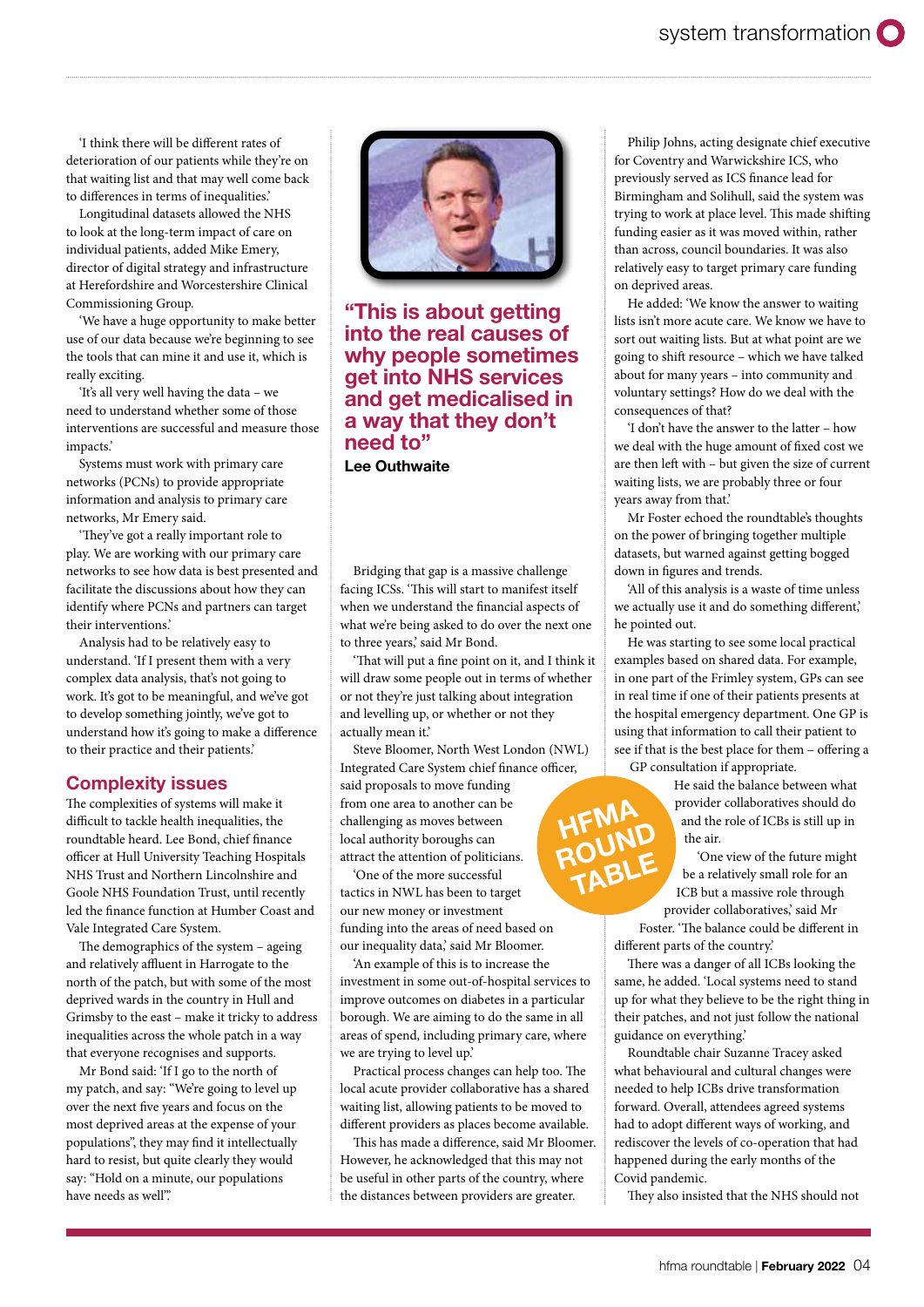'I think there will be different rates of deterioration of our patients while they're on that waiting list and that may well come back to differences in terms of inequalities.'

Longitudinal datasets allowed the NHS to look at the long-term impact of care on individual patients, added Mike Emery, director of digital strategy and infrastructure at Herefordshire and Worcestershire Clinical Commissioning Group.

'We have a huge opportunity to make better use of our data because we're beginning to see the tools that can mine it and use it, which is really exciting.

'It's all very well having the data – we need to understand whether some of those interventions are successful and measure those impacts.'

Systems must work with primary care networks (PCNs) to provide appropriate information and analysis to primary care networks, Mr Emery said.

'They've got a really important role to play. We are working with our primary care networks to see how data is best presented and facilitate the discussions about how they can identify where PCNs and partners can target their interventions.'

Analysis had to be relatively easy to understand. 'If I present them with a very complex data analysis, that's not going to work. It's got to be meaningful, and we've got to develop something jointly, we've got to understand how it's going to make a difference to their practice and their patients.'

## Complexity issues

The complexities of systems will make it difficult to tackle health inequalities, the roundtable heard. Lee Bond, chief finance officer at Hull University Teaching Hospitals NHS Trust and Northern Lincolnshire and Goole NHS Foundation Trust, until recently led the finance function at Humber Coast and Vale Integrated Care System.

The demographics of the system – ageing and relatively affluent in Harrogate to the north of the patch, but with some of the most deprived wards in the country in Hull and Grimsby to the east – make it tricky to address inequalities across the whole patch in a way that everyone recognises and supports.

Mr Bond said: 'If I go to the north of my patch, and say: "We're going to level up over the next five years and focus on the most deprived areas at the expense of your populations", they may find it intellectually hard to resist, but quite clearly they would say: "Hold on a minute, our populations have needs as well".'

**"This is about getting into the real causes of why people sometimes get into NHS services and get medicalised in a way that they don't need to"**

**Lee Outhwaite**

Bridging that gap is a massive challenge facing ICSs. 'This will start to manifest itself when we understand the financial aspects of what we're being asked to do over the next one to three years,' said Mr Bond.

'That will put a fine point on it, and I think it will draw some people out in terms of whether or not they're just talking about integration and levelling up, or whether or not they actually mean it.'

Steve Bloomer, North West London (NWL) Integrated Care System chief finance officer, said proposals to move funding from one area to another can be challenging as moves between local authority boroughs can attract the attention of politicians.

'One of the more successful tactics in NWL has been to target our new money or investment funding into the areas of need based on our inequality data,' said Mr Bloomer.

'An example of this is to increase the investment in some out-of-hospital services to improve outcomes on diabetes in a particular borough. We are aiming to do the same in all areas of spend, including primary care, where we are trying to level up.'

Practical process changes can help too. The local acute provider collaborative has a shared waiting list, allowing patients to be moved to different providers as places become available.

This has made a difference, said Mr Bloomer. However, he acknowledged that this may not be useful in other parts of the country, where the distances between providers are greater.

Philip Johns, acting designate chief executive for Coventry and Warwickshire ICS, who previously served as ICS finance lead for Birmingham and Solihull, said the system was trying to work at place level. This made shifting funding easier as it was moved within, rather than across, council boundaries. It was also relatively easy to target primary care funding on deprived areas.

He added: 'We know the answer to waiting lists isn't more acute care. We know we have to sort out waiting lists. But at what point are we going to shift resource – which we have talked about for many years – into community and voluntary settings? How do we deal with the consequences of that?

'I don't have the answer to the latter – how we deal with the huge amount of fixed cost we are then left with – but given the size of current waiting lists, we are probably three or four years away from that.'

Mr Foster echoed the roundtable's thoughts on the power of bringing together multiple datasets, but warned against getting bogged down in figures and trends.

'All of this analysis is a waste of time unless we actually use it and do something different,' he pointed out.

He was starting to see some local practical examples based on shared data. For example, in one part of the Frimley system, GPs can see in real time if one of their patients presents at the hospital emergency department. One GP is using that information to call their patient to see if that is the best place for them – offering a GP consultation if appropriate.

He said the balance between what provider collaboratives should do and the role of ICBs is still up in the air.

'One view of the future might be a relatively small role for an ICB but a massive role through provider collaboratives,' said Mr Foster. 'The balance could be different in different parts of the country.'

There was a danger of all ICBs looking the same, he added. 'Local systems need to stand up for what they believe to be the right thing in their patches, and not just follow the national guidance on everything.'

Roundtable chair Suzanne Tracey asked what behavioural and cultural changes were needed to help ICBs drive transformation forward. Overall, attendees agreed systems had to adopt different ways of working, and rediscover the levels of co-operation that had happened during the early months of the Covid pandemic.

They also insisted that the NHS should not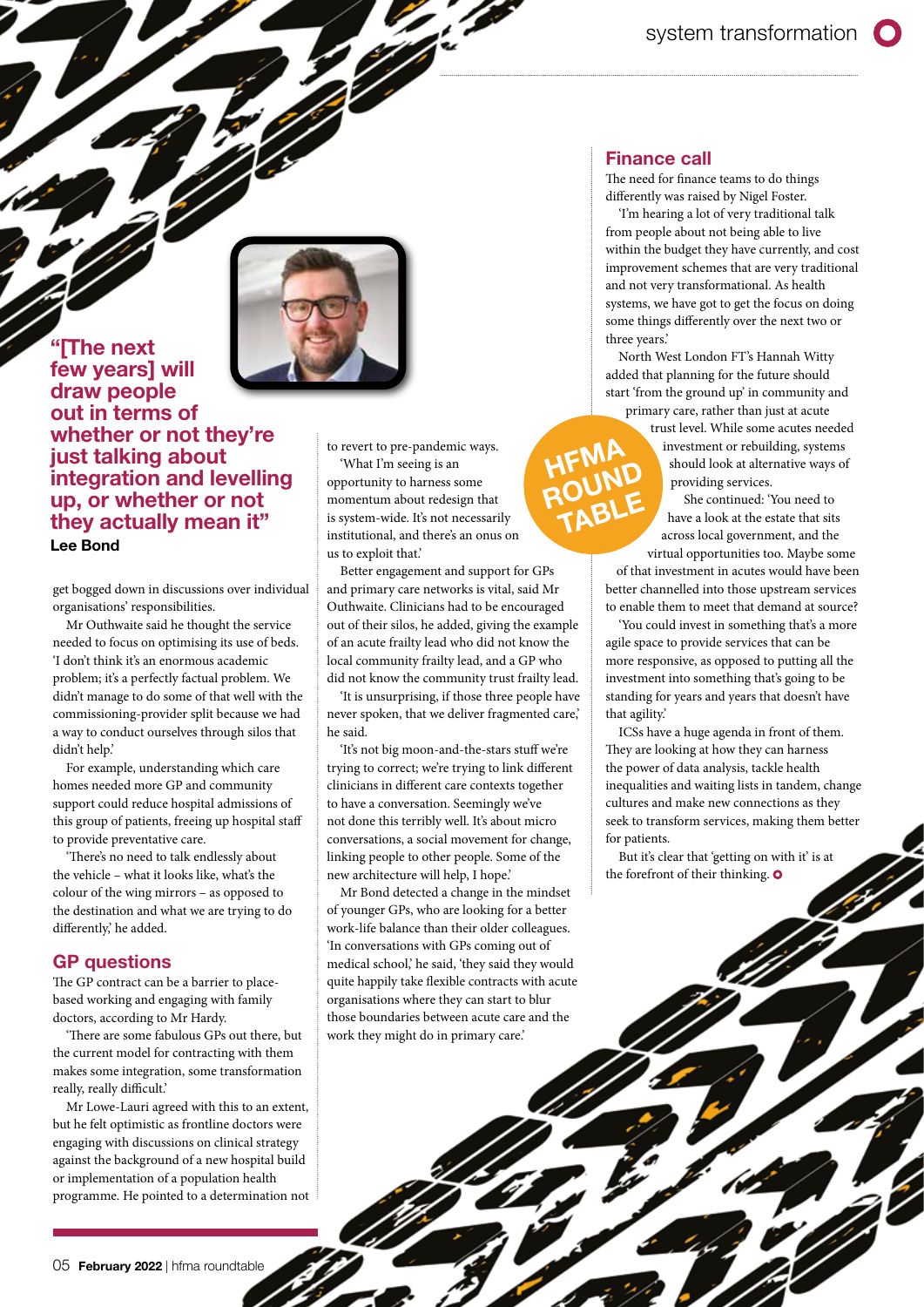> **"[The next few years] will draw people out in terms of whether or not they're just talking about integration and levelling up, or whether or not they actually mean it"**
> **Lee Bond**

get bogged down in discussions over individual organisations' responsibilities.

Mr Outhwaite said he thought the service needed to focus on optimising its use of beds. 'I don't think it's an enormous academic problem; it's a perfectly factual problem. We didn't manage to do some of that well with the commissioning-provider split because we had a way to conduct ourselves through silos that didn't help.'

For example, understanding which care homes needed more GP and community support could reduce hospital admissions of this group of patients, freeing up hospital staff to provide preventative care.

'There's no need to talk endlessly about the vehicle – what it looks like, what's the colour of the wing mirrors – as opposed to the destination and what we are trying to do differently,' he added.

## GP questions

The GP contract can be a barrier to place-based working and engaging with family doctors, according to Mr Hardy.

'There are some fabulous GPs out there, but the current model for contracting with them makes some integration, some transformation really, really difficult.'

Mr Lowe-Lauri agreed with this to an extent, but he felt optimistic as frontline doctors were engaging with discussions on clinical strategy against the background of a new hospital build or implementation of a population health programme. He pointed to a determination not to revert to pre-pandemic ways.

'What I'm seeing is an opportunity to harness some momentum about redesign that is system-wide. It's not necessarily institutional, and there's an onus on us to exploit that.'

Better engagement and support for GPs and primary care networks is vital, said Mr Outhwaite. Clinicians had to be encouraged out of their silos, he added, giving the example of an acute frailty lead who did not know the local community frailty lead, and a GP who did not know the community trust frailty lead.

'It is unsurprising, if those three people have never spoken, that we deliver fragmented care,' he said.

'It's not big moon-and-the-stars stuff we're trying to correct; we're trying to link different clinicians in different care contexts together to have a conversation. Seemingly we've not done this terribly well. It's about micro conversations, a social movement for change, linking people to other people. Some of the new architecture will help, I hope.'

Mr Bond detected a change in the mindset of younger GPs, who are looking for a better work-life balance than their older colleagues. 'In conversations with GPs coming out of medical school,' he said, 'they said they would quite happily take flexible contracts with acute organisations where they can start to blur those boundaries between acute care and the work they might do in primary care.'

## Finance call

The need for finance teams to do things differently was raised by Nigel Foster.

'I'm hearing a lot of very traditional talk from people about not being able to live within the budget they have currently, and cost improvement schemes that are very traditional and not very transformational. As health systems, we have got to get the focus on doing some things differently over the next two or three years.'

North West London FT's Hannah Witty added that planning for the future should start 'from the ground up' in community and primary care, rather than just at acute trust level. While some acutes needed investment or rebuilding, systems should look at alternative ways of providing services.

She continued: 'You need to have a look at the estate that sits across local government, and the virtual opportunities too. Maybe some of that investment in acutes would have been better channelled into those upstream services to enable them to meet that demand at source?

'You could invest in something that's a more agile space to provide services that can be more responsive, as opposed to putting all the investment into something that's going to be standing for years and years that doesn't have that agility.'

ICSs have a huge agenda in front of them. They are looking at how they can harness the power of data analysis, tackle health inequalities and waiting lists in tandem, change cultures and make new connections as they seek to transform services, making them better for patients.

But it's clear that 'getting on with it' is at the forefront of their thinking.